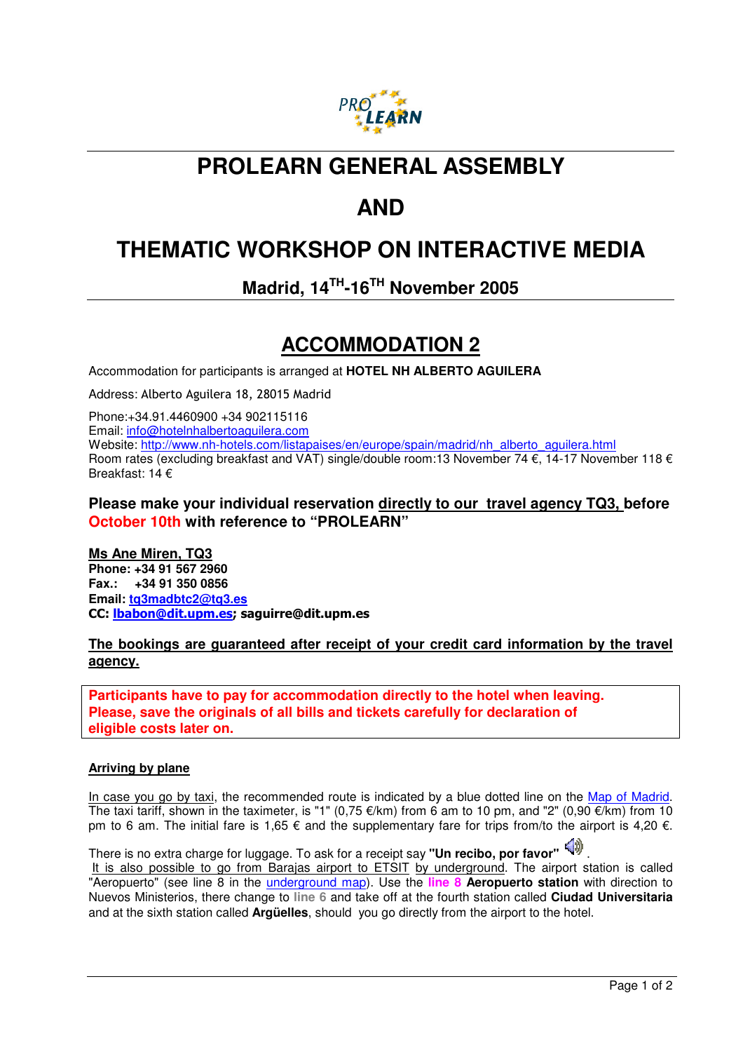# PROLEARN GENERAL ASSEMBLY

# AND

# THEMATIC WORKSHOP ON INTERACTIVE MEDIA

### Madrid, 14[TH]-16[TH] November 2005

## ACCOMMODATION 2

Accommodation for participants is arranged at **HOTEL NH ALBERTO AGUILERA**

Address: Alberto Aguilera 18, 28015 Madrid

Phone:+34.91.4460900 +34 902115116
Email: info@hotelnhalbertoaguilera.com
Website: http://www.nh-hotels.com/listapaises/en/europe/spain/madrid/nh_alberto_aguilera.html
Room rates (excluding breakfast and VAT) single/double room:13 November 74 €, 14-17 November 118 €
Breakfast: 14 €

**Please make your individual reservation directly to our travel agency TQ3, before October 10th with reference to "PROLEARN"**

**Ms Ane Miren, TQ3**
**Phone: +34 91 567 2960**
**Fax.: +34 91 350 0856**
**Email: tq3madbtc2@tq3.es**
**CC: lbabon@dit.upm.es; saguirre@dit.upm.es**

**The bookings are guaranteed after receipt of your credit card information by the travel agency.**

**Participants have to pay for accommodation directly to the hotel when leaving. Please, save the originals of all bills and tickets carefully for declaration of eligible costs later on.**

**Arriving by plane**

In case you go by taxi, the recommended route is indicated by a blue dotted line on the Map of Madrid. The taxi tariff, shown in the taximeter, is "1" (0,75 €/km) from 6 am to 10 pm, and "2" (0,90 €/km) from 10 pm to 6 am. The initial fare is 1,65 € and the supplementary fare for trips from/to the airport is 4,20 €.

There is no extra charge for luggage. To ask for a receipt say **"Un recibo, por favor"**.

It is also possible to go from Barajas airport to ETSIT by underground. The airport station is called "Aeropuerto" (see line 8 in the underground map). Use the **line 8 Aeropuerto station** with direction to Nuevos Ministerios, there change to **line 6** and take off at the fourth station called **Ciudad Universitaria** and at the sixth station called **Argüelles**, should you go directly from the airport to the hotel.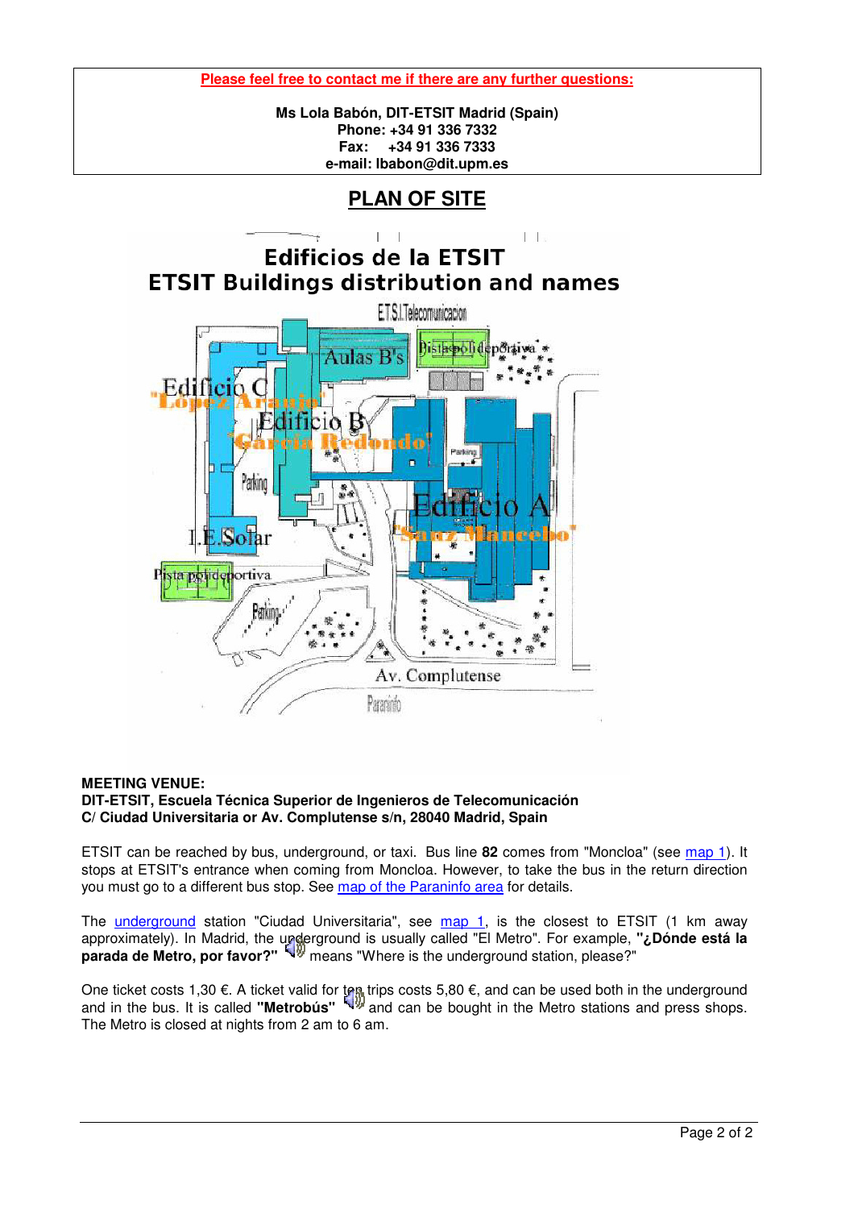**Please feel free to contact me if there are any further questions:**

**Ms Lola Babón, DIT-ETSIT Madrid (Spain)**
**Phone: +34 91 336 7332**
**Fax: +34 91 336 7333**
**e-mail: lbabon@dit.upm.es**

## PLAN OF SITE

Edificios de la ETSIT
ETSIT Buildings distribution and names

E.T.S.I. Telecomunicación

Aulas B's

Pista polideportiva

Edificio C "López Araujo"

Edificio B "García Redondo"

Parking

Edificio A "Sanz Mancebo"

I.E.Solar

Pista polideportiva

Parking

Av. Complutense

Paraninfo

**MEETING VENUE:**
**DIT-ETSIT, Escuela Técnica Superior de Ingenieros de Telecomunicación**
**C/ Ciudad Universitaria or Av. Complutense s/n, 28040 Madrid, Spain**

ETSIT can be reached by bus, underground, or taxi. Bus line **82** comes from "Moncloa" (see map 1). It stops at ETSIT's entrance when coming from Moncloa. However, to take the bus in the return direction you must go to a different bus stop. See map of the Paraninfo area for details.

The underground station "Ciudad Universitaria", see map 1, is the closest to ETSIT (1 km away approximately). In Madrid, the underground is usually called "El Metro". For example, **"¿Dónde está la parada de Metro, por favor?"** means "Where is the underground station, please?"

One ticket costs 1,30 €. A ticket valid for ten trips costs 5,80 €, and can be used both in the underground and in the bus. It is called **"Metrobús"** and can be bought in the Metro stations and press shops. The Metro is closed at nights from 2 am to 6 am.